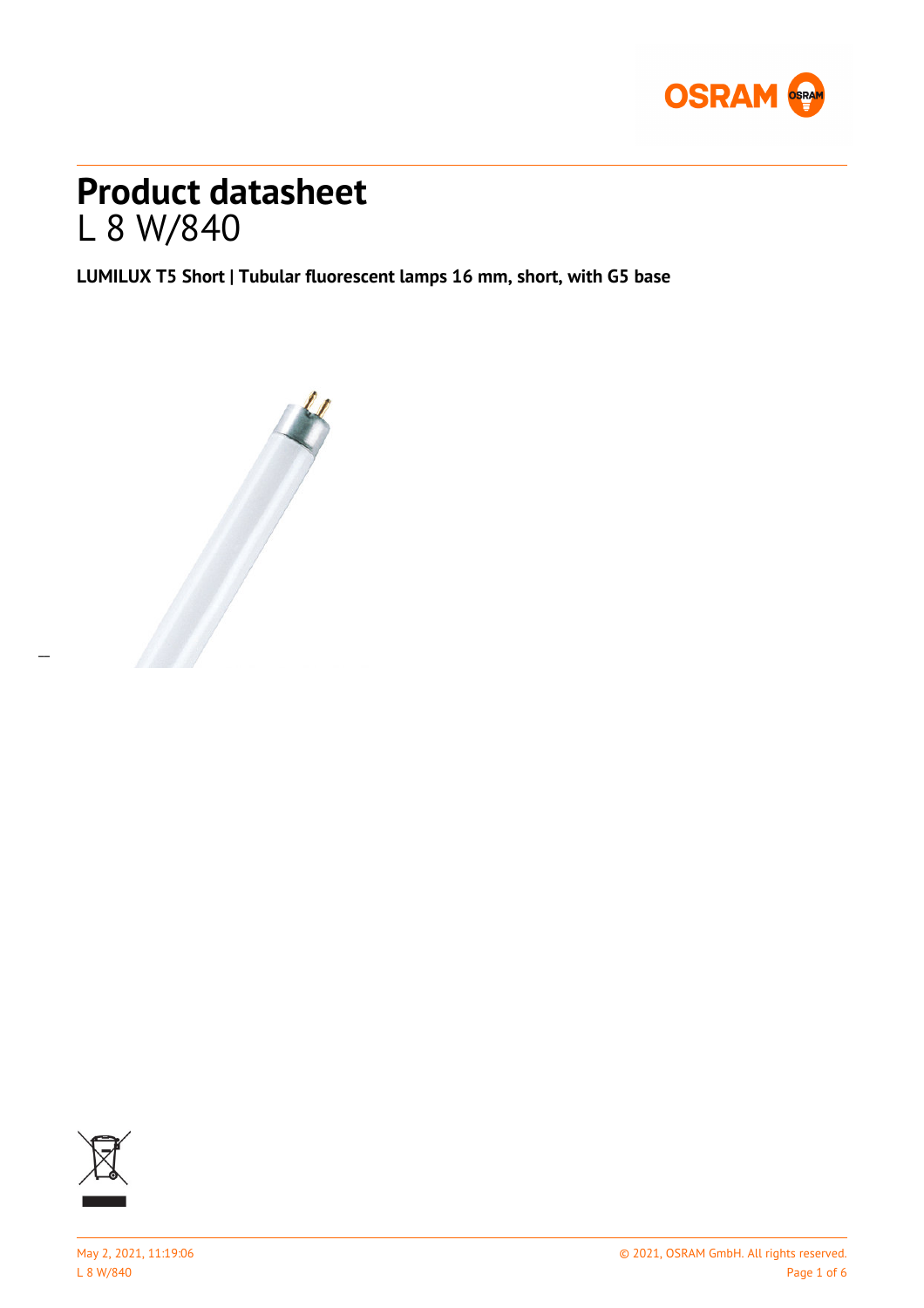# Product datasheet

L 8 W/840

**LUMILUX T5 Short | Tubular fluorescent lamps 16 mm, short, with G5 base**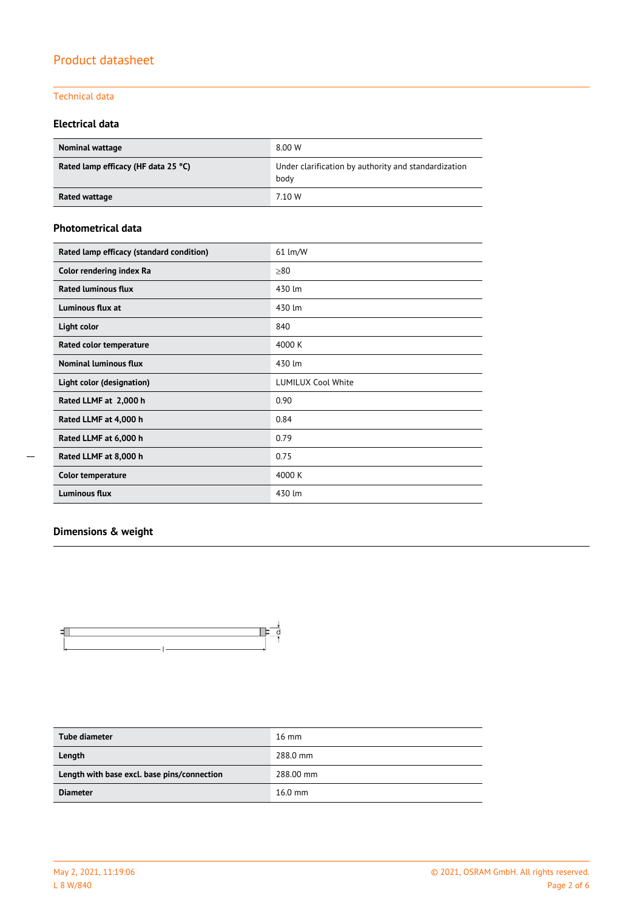## Technical data

### Electrical data

| | |
|---|---|
| **Nominal wattage** | 8.00 W |
| **Rated lamp efficacy (HF data 25 °C)** | Under clarification by authority and standardization body |
| **Rated wattage** | 7.10 W |

### Photometrical data

| | |
|---|---|
| **Rated lamp efficacy (standard condition)** | 61 lm/W |
| **Color rendering index Ra** | ≥80 |
| **Rated luminous flux** | 430 lm |
| **Luminous flux at** | 430 lm |
| **Light color** | 840 |
| **Rated color temperature** | 4000 K |
| **Nominal luminous flux** | 430 lm |
| **Light color (designation)** | LUMILUX Cool White |
| **Rated LLMF at 2,000 h** | 0.90 |
| **Rated LLMF at 4,000 h** | 0.84 |
| **Rated LLMF at 6,000 h** | 0.79 |
| **Rated LLMF at 8,000 h** | 0.75 |
| **Color temperature** | 4000 K |
| **Luminous flux** | 430 lm |

### Dimensions & weight

| | |
|---|---|
| **Tube diameter** | 16 mm |
| **Length** | 288.0 mm |
| **Length with base excl. base pins/connection** | 288.00 mm |
| **Diameter** | 16.0 mm |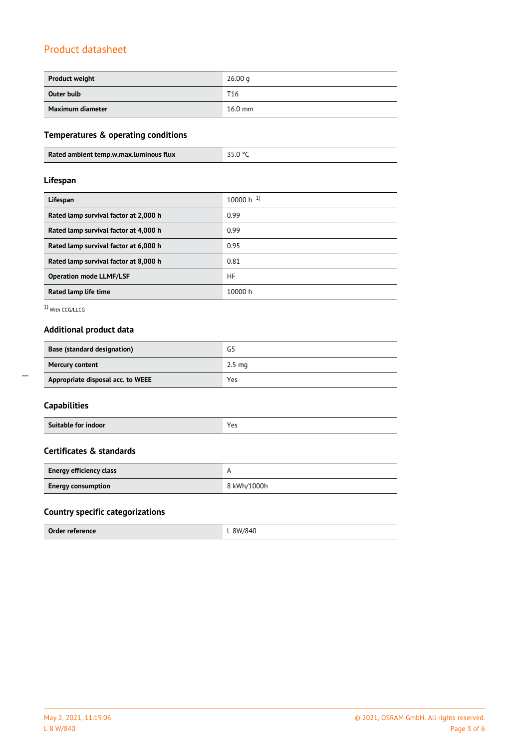## Product datasheet

| Product weight | 26.00 g |
|---|---|
| Outer bulb | T16 |
| Maximum diameter | 16.0 mm |

### Temperatures & operating conditions

| Rated ambient temp.w.max.luminous flux | 35.0 °C |
|---|---|

### Lifespan

| Lifespan | 10000 h [1] |
|---|---|
| Rated lamp survival factor at 2,000 h | 0.99 |
| Rated lamp survival factor at 4,000 h | 0.99 |
| Rated lamp survival factor at 6,000 h | 0.95 |
| Rated lamp survival factor at 8,000 h | 0.81 |
| Operation mode LLMF/LSF | HF |
| Rated lamp life time | 10000 h |

[1] With CCG/LLCG

### Additional product data

| Base (standard designation) | G5 |
|---|---|
| Mercury content | 2.5 mg |
| Appropriate disposal acc. to WEEE | Yes |

### Capabilities

| Suitable for indoor | Yes |
|---|---|

### Certificates & standards

| Energy efficiency class | A |
|---|---|
| Energy consumption | 8 kWh/1000h |

### Country specific categorizations

| Order reference | L 8W/840 |
|---|---|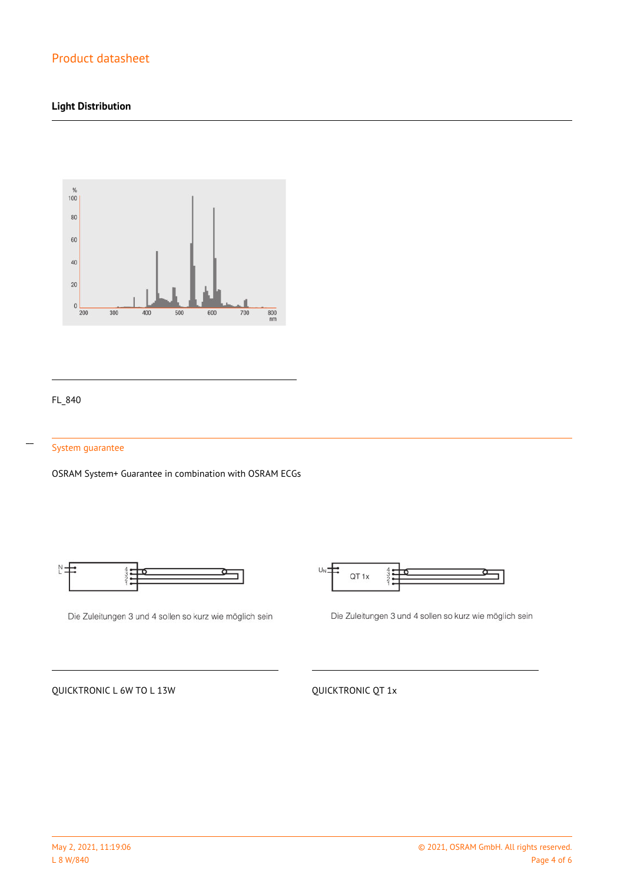## Light Distribution

FL_840

## System guarantee

OSRAM System+ Guarantee in combination with OSRAM ECGs

Die Zuleitungen 3 und 4 sollen so kurz wie möglich sein

QUICKTRONIC L 6W TO L 13W

Die Zuleitungen 3 und 4 sollen so kurz wie möglich sein

QUICKTRONIC QT 1x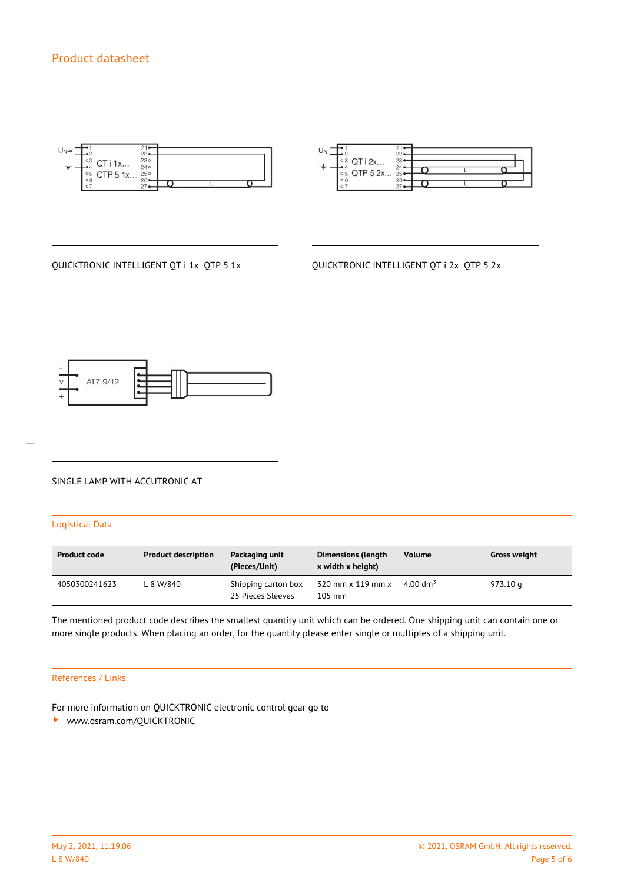## Product datasheet

QUICKTRONIC INTELLIGENT QT i 1x QTP 5 1x

QUICKTRONIC INTELLIGENT QT i 2x QTP 5 2x

SINGLE LAMP WITH ACCUTRONIC AT

### Logistical Data

| Product code | Product description | Packaging unit (Pieces/Unit) | Dimensions (length x width x height) | Volume | Gross weight |
|---|---|---|---|---|---|
| 4050300241623 | L 8 W/840 | Shipping carton box 25 Pieces Sleeves | 320 mm x 119 mm x 105 mm | 4.00 $dm^3$ | 973.10 g |

The mentioned product code describes the smallest quantity unit which can be ordered. One shipping unit can contain one or more single products. When placing an order, for the quantity please enter single or multiples of a shipping unit.

### References / Links

For more information on QUICKTRONIC electronic control gear go to

- www.osram.com/QUICKTRONIC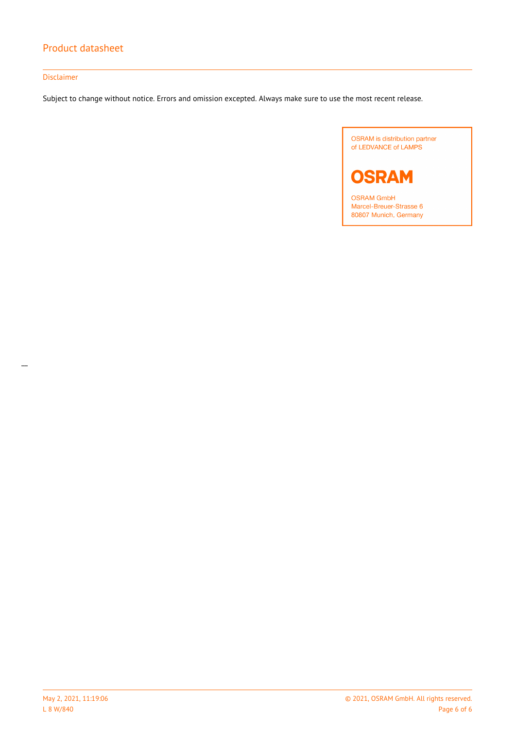## Disclaimer

Subject to change without notice. Errors and omission excepted. Always make sure to use the most recent release.

OSRAM is distribution partner of LEDVANCE of LAMPS

OSRAM

OSRAM GmbH
Marcel-Breuer-Strasse 6
80807 Munich, Germany